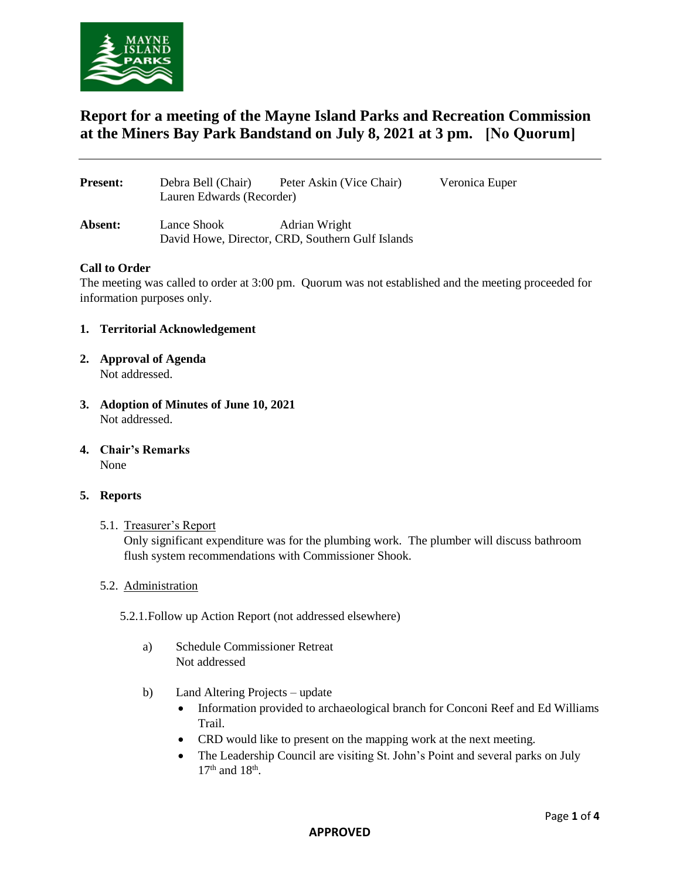# Report for a meeting of the Mayne Island Parks and Recreation Commission at the Miners Bay Park Bandstand on July 8, 2021 at 3 pm. [No Quorum]

---

**Present:** Debra Bell (Chair), Peter Askin (Vice Chair), Veronica Euper, Lauren Edwards (Recorder)

**Absent:** Lance Shook, Adrian Wright, David Howe, Director, CRD, Southern Gulf Islands

**Call to Order**

The meeting was called to order at 3:00 pm. Quorum was not established and the meeting proceeded for information purposes only.

1. **Territorial Acknowledgement**

2. **Approval of Agenda**
   Not addressed.

3. **Adoption of Minutes of June 10, 2021**
   Not addressed.

4. **Chair's Remarks**
   None

5. **Reports**

   5.1. Treasurer's Report
   Only significant expenditure was for the plumbing work. The plumber will discuss bathroom flush system recommendations with Commissioner Shook.

   5.2. Administration

   5.2.1. Follow up Action Report (not addressed elsewhere)

   a) Schedule Commissioner Retreat
      Not addressed

   b) Land Altering Projects – update
      - Information provided to archaeological branch for Conconi Reef and Ed Williams Trail.
      - CRD would like to present on the mapping work at the next meeting.
      - The Leadership Council are visiting St. John's Point and several parks on July 17th and 18th.

**APPROVED**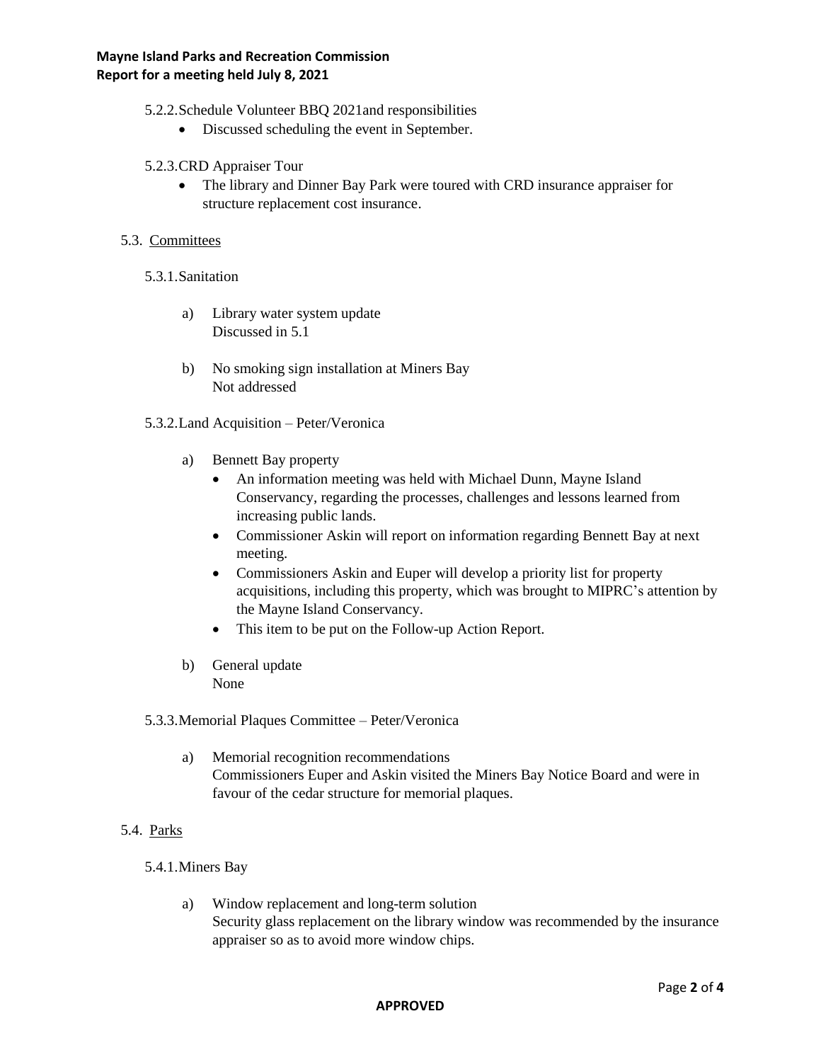5.2.2. Schedule Volunteer BBQ 2021and responsibilities

- Discussed scheduling the event in September.

5.2.3. CRD Appraiser Tour

- The library and Dinner Bay Park were toured with CRD insurance appraiser for structure replacement cost insurance.

5.3. Committees

5.3.1. Sanitation

a) Library water system update
Discussed in 5.1

b) No smoking sign installation at Miners Bay
Not addressed

5.3.2. Land Acquisition – Peter/Veronica

a) Bennett Bay property
- An information meeting was held with Michael Dunn, Mayne Island Conservancy, regarding the processes, challenges and lessons learned from increasing public lands.
- Commissioner Askin will report on information regarding Bennett Bay at next meeting.
- Commissioners Askin and Euper will develop a priority list for property acquisitions, including this property, which was brought to MIPRC's attention by the Mayne Island Conservancy.
- This item to be put on the Follow-up Action Report.

b) General update
None

5.3.3. Memorial Plaques Committee – Peter/Veronica

a) Memorial recognition recommendations
Commissioners Euper and Askin visited the Miners Bay Notice Board and were in favour of the cedar structure for memorial plaques.

5.4. Parks

5.4.1. Miners Bay

a) Window replacement and long-term solution
Security glass replacement on the library window was recommended by the insurance appraiser so as to avoid more window chips.

**APPROVED**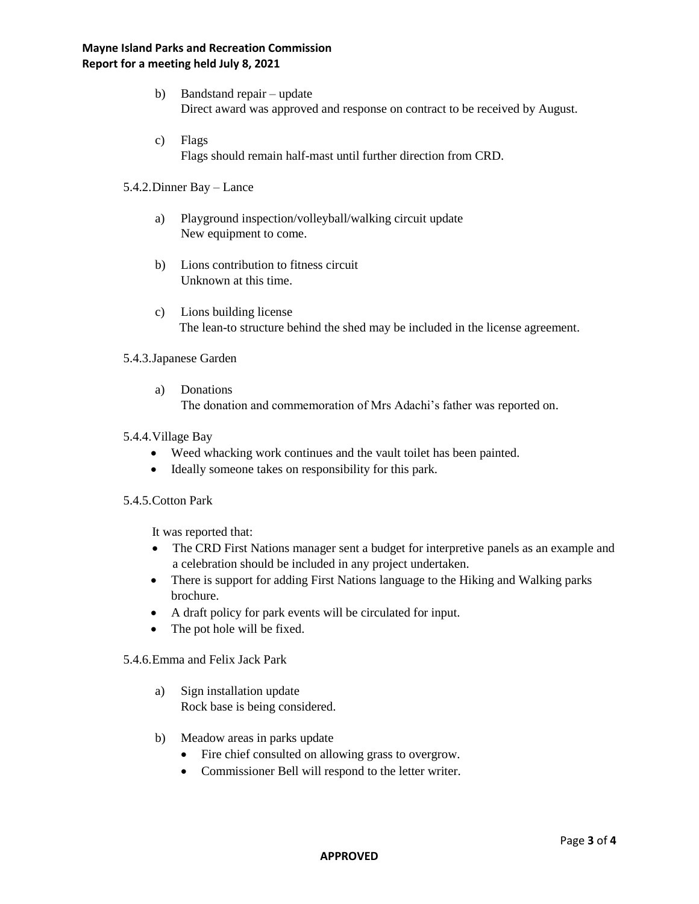b) Bandstand repair – update
Direct award was approved and response on contract to be received by August.

c) Flags
Flags should remain half-mast until further direction from CRD.

5.4.2. Dinner Bay – Lance

a) Playground inspection/volleyball/walking circuit update
New equipment to come.

b) Lions contribution to fitness circuit
Unknown at this time.

c) Lions building license
The lean-to structure behind the shed may be included in the license agreement.

5.4.3. Japanese Garden

a) Donations
The donation and commemoration of Mrs Adachi's father was reported on.

5.4.4. Village Bay

- Weed whacking work continues and the vault toilet has been painted.
- Ideally someone takes on responsibility for this park.

5.4.5. Cotton Park

It was reported that:

- The CRD First Nations manager sent a budget for interpretive panels as an example and a celebration should be included in any project undertaken.
- There is support for adding First Nations language to the Hiking and Walking parks brochure.
- A draft policy for park events will be circulated for input.
- The pot hole will be fixed.

5.4.6. Emma and Felix Jack Park

a) Sign installation update
Rock base is being considered.

b) Meadow areas in parks update
- Fire chief consulted on allowing grass to overgrow.
- Commissioner Bell will respond to the letter writer.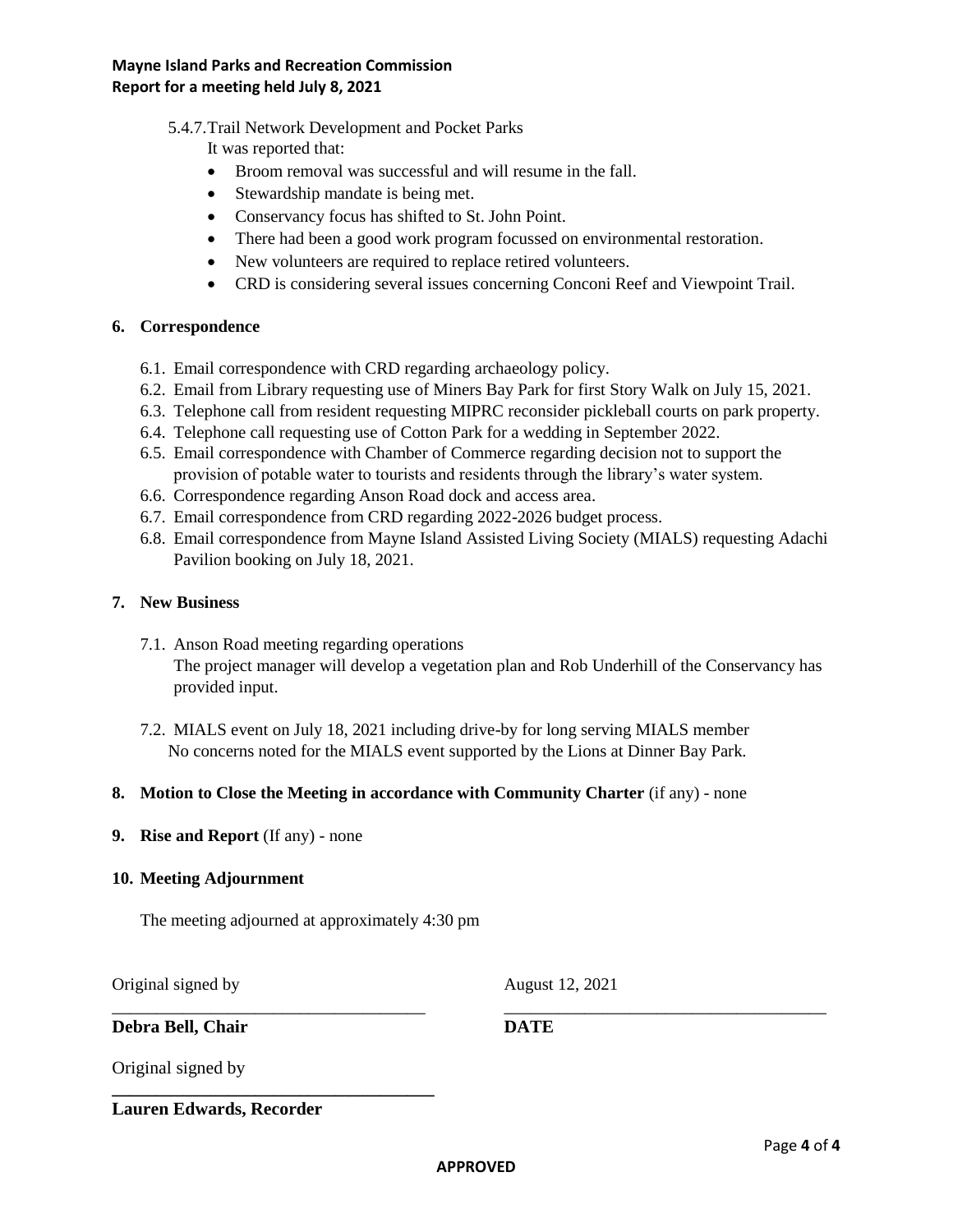5.4.7. Trail Network Development and Pocket Parks

It was reported that:

- Broom removal was successful and will resume in the fall.
- Stewardship mandate is being met.
- Conservancy focus has shifted to St. John Point.
- There had been a good work program focussed on environmental restoration.
- New volunteers are required to replace retired volunteers.
- CRD is considering several issues concerning Conconi Reef and Viewpoint Trail.

## 6. Correspondence

6.1. Email correspondence with CRD regarding archaeology policy.

6.2. Email from Library requesting use of Miners Bay Park for first Story Walk on July 15, 2021.

6.3. Telephone call from resident requesting MIPRC reconsider pickleball courts on park property.

6.4. Telephone call requesting use of Cotton Park for a wedding in September 2022.

6.5. Email correspondence with Chamber of Commerce regarding decision not to support the provision of potable water to tourists and residents through the library's water system.

6.6. Correspondence regarding Anson Road dock and access area.

6.7. Email correspondence from CRD regarding 2022-2026 budget process.

6.8. Email correspondence from Mayne Island Assisted Living Society (MIALS) requesting Adachi Pavilion booking on July 18, 2021.

## 7. New Business

7.1. Anson Road meeting regarding operations

The project manager will develop a vegetation plan and Rob Underhill of the Conservancy has provided input.

7.2. MIALS event on July 18, 2021 including drive-by for long serving MIALS member

No concerns noted for the MIALS event supported by the Lions at Dinner Bay Park.

## 8. Motion to Close the Meeting in accordance with Community Charter (if any) - none

## 9. Rise and Report (If any) - none

## 10. Meeting Adjournment

The meeting adjourned at approximately 4:30 pm

Original signed by

**Debra Bell, Chair**

August 12, 2021

**DATE**

Original signed by

**Lauren Edwards, Recorder**

**APPROVED**